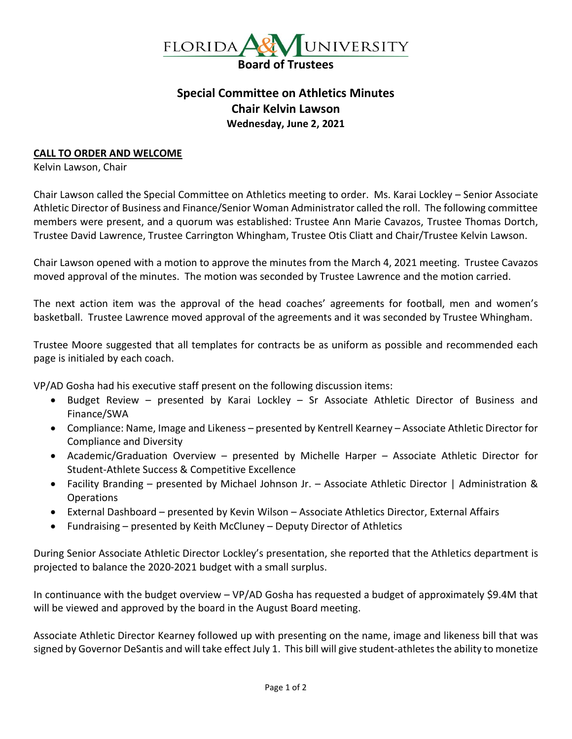# FLORIDA A&M UNIVERSITY
**Board of Trustees**

## Special Committee on Athletics Minutes
## Chair Kelvin Lawson
### Wednesday, June 2, 2021

**CALL TO ORDER AND WELCOME**

Kelvin Lawson, Chair

Chair Lawson called the Special Committee on Athletics meeting to order. Ms. Karai Lockley – Senior Associate Athletic Director of Business and Finance/Senior Woman Administrator called the roll. The following committee members were present, and a quorum was established: Trustee Ann Marie Cavazos, Trustee Thomas Dortch, Trustee David Lawrence, Trustee Carrington Whingham, Trustee Otis Cliatt and Chair/Trustee Kelvin Lawson.

Chair Lawson opened with a motion to approve the minutes from the March 4, 2021 meeting. Trustee Cavazos moved approval of the minutes. The motion was seconded by Trustee Lawrence and the motion carried.

The next action item was the approval of the head coaches' agreements for football, men and women's basketball. Trustee Lawrence moved approval of the agreements and it was seconded by Trustee Whingham.

Trustee Moore suggested that all templates for contracts be as uniform as possible and recommended each page is initialed by each coach.

VP/AD Gosha had his executive staff present on the following discussion items:

- Budget Review – presented by Karai Lockley – Sr Associate Athletic Director of Business and Finance/SWA
- Compliance: Name, Image and Likeness – presented by Kentrell Kearney – Associate Athletic Director for Compliance and Diversity
- Academic/Graduation Overview – presented by Michelle Harper – Associate Athletic Director for Student-Athlete Success & Competitive Excellence
- Facility Branding – presented by Michael Johnson Jr. – Associate Athletic Director | Administration & Operations
- External Dashboard – presented by Kevin Wilson – Associate Athletics Director, External Affairs
- Fundraising – presented by Keith McCluney – Deputy Director of Athletics

During Senior Associate Athletic Director Lockley's presentation, she reported that the Athletics department is projected to balance the 2020-2021 budget with a small surplus.

In continuance with the budget overview – VP/AD Gosha has requested a budget of approximately $9.4M that will be viewed and approved by the board in the August Board meeting.

Associate Athletic Director Kearney followed up with presenting on the name, image and likeness bill that was signed by Governor DeSantis and will take effect July 1. This bill will give student-athletes the ability to monetize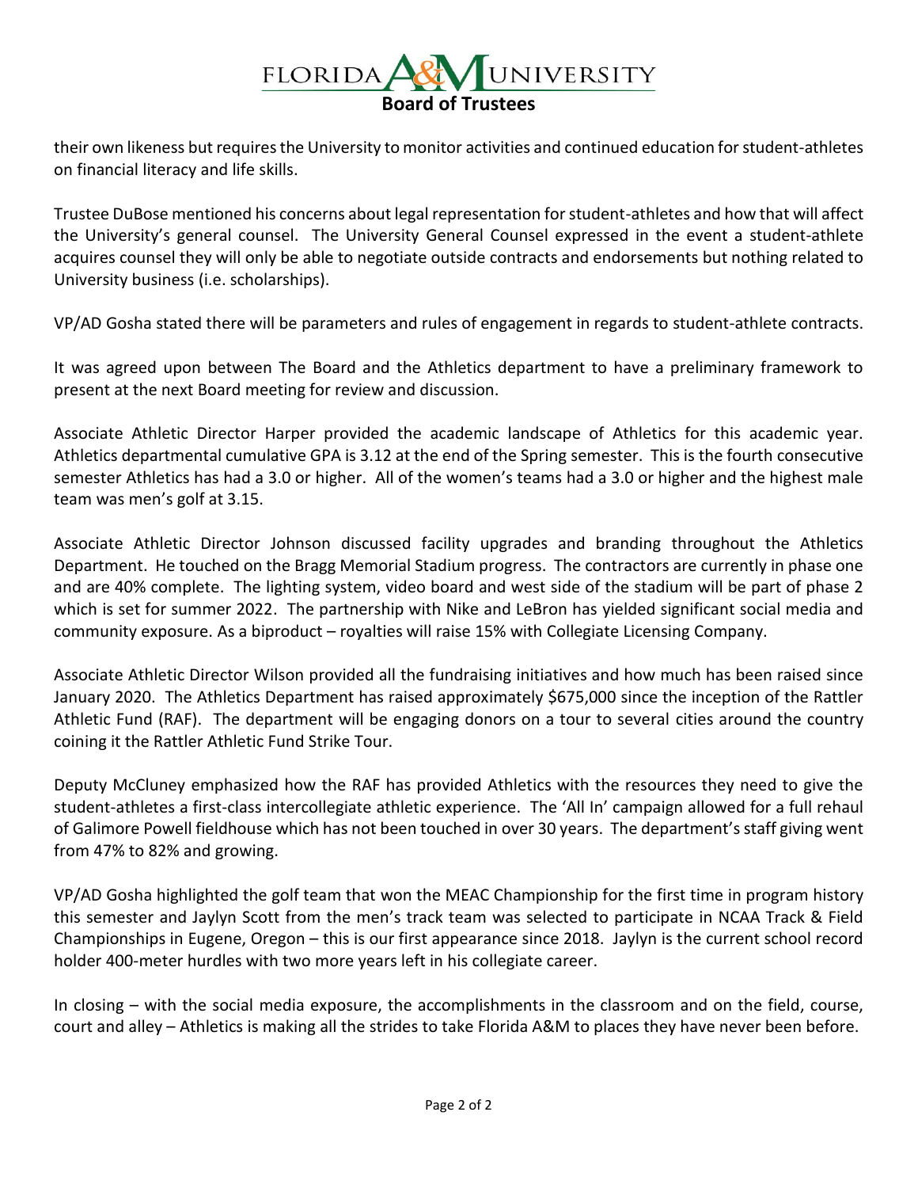their own likeness but requires the University to monitor activities and continued education for student-athletes on financial literacy and life skills.

Trustee DuBose mentioned his concerns about legal representation for student-athletes and how that will affect the University's general counsel. The University General Counsel expressed in the event a student-athlete acquires counsel they will only be able to negotiate outside contracts and endorsements but nothing related to University business (i.e. scholarships).

VP/AD Gosha stated there will be parameters and rules of engagement in regards to student-athlete contracts.

It was agreed upon between The Board and the Athletics department to have a preliminary framework to present at the next Board meeting for review and discussion.

Associate Athletic Director Harper provided the academic landscape of Athletics for this academic year. Athletics departmental cumulative GPA is 3.12 at the end of the Spring semester. This is the fourth consecutive semester Athletics has had a 3.0 or higher. All of the women's teams had a 3.0 or higher and the highest male team was men's golf at 3.15.

Associate Athletic Director Johnson discussed facility upgrades and branding throughout the Athletics Department. He touched on the Bragg Memorial Stadium progress. The contractors are currently in phase one and are 40% complete. The lighting system, video board and west side of the stadium will be part of phase 2 which is set for summer 2022. The partnership with Nike and LeBron has yielded significant social media and community exposure. As a biproduct – royalties will raise 15% with Collegiate Licensing Company.

Associate Athletic Director Wilson provided all the fundraising initiatives and how much has been raised since January 2020. The Athletics Department has raised approximately $675,000 since the inception of the Rattler Athletic Fund (RAF). The department will be engaging donors on a tour to several cities around the country coining it the Rattler Athletic Fund Strike Tour.

Deputy McCluney emphasized how the RAF has provided Athletics with the resources they need to give the student-athletes a first-class intercollegiate athletic experience. The 'All In' campaign allowed for a full rehaul of Galimore Powell fieldhouse which has not been touched in over 30 years. The department's staff giving went from 47% to 82% and growing.

VP/AD Gosha highlighted the golf team that won the MEAC Championship for the first time in program history this semester and Jaylyn Scott from the men's track team was selected to participate in NCAA Track & Field Championships in Eugene, Oregon – this is our first appearance since 2018. Jaylyn is the current school record holder 400-meter hurdles with two more years left in his collegiate career.

In closing – with the social media exposure, the accomplishments in the classroom and on the field, course, court and alley – Athletics is making all the strides to take Florida A&M to places they have never been before.